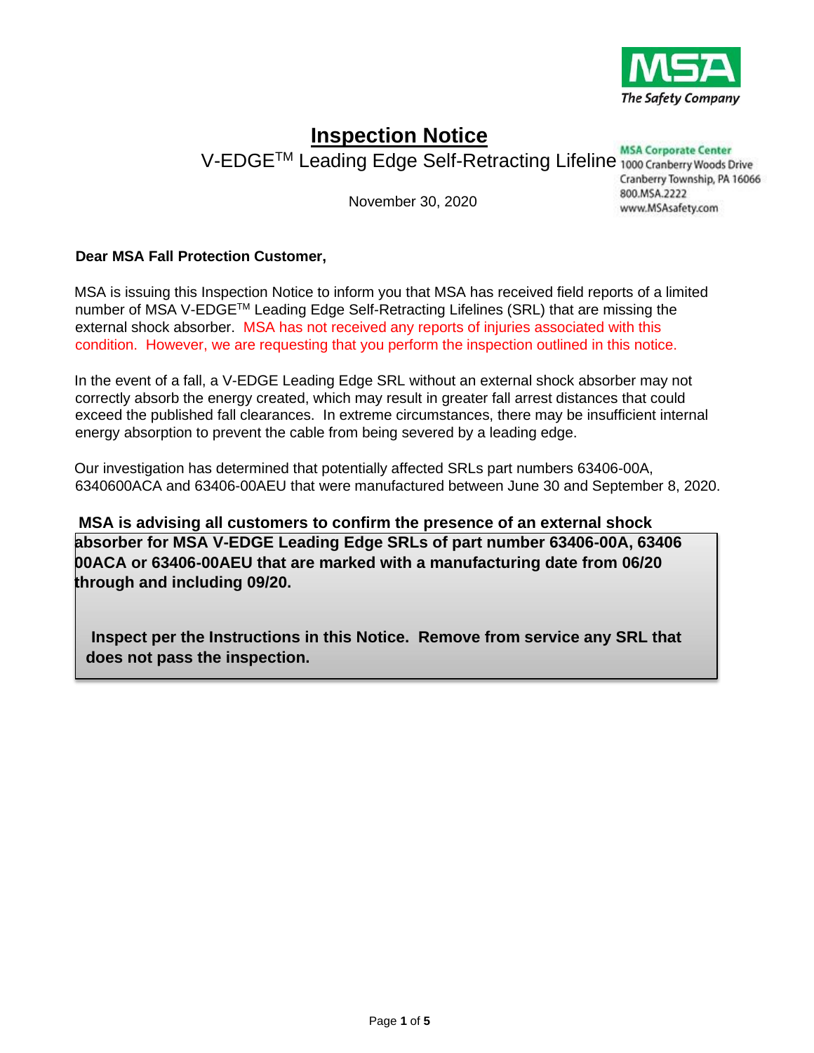MSA The Safety Company

# Inspection Notice

## V-EDGE[TM] Leading Edge Self-Retracting Lifeline

**MSA Corporate Center**
1000 Cranberry Woods Drive
Cranberry Township, PA 16066
800.MSA.2222
www.MSAsafety.com

November 30, 2020

**Dear MSA Fall Protection Customer,**

MSA is issuing this Inspection Notice to inform you that MSA has received field reports of a limited number of MSA V-EDGE[TM] Leading Edge Self-Retracting Lifelines (SRL) that are missing the external shock absorber. MSA has not received any reports of injuries associated with this condition. However, we are requesting that you perform the inspection outlined in this notice.

In the event of a fall, a V-EDGE Leading Edge SRL without an external shock absorber may not correctly absorb the energy created, which may result in greater fall arrest distances that could exceed the published fall clearances. In extreme circumstances, there may be insufficient internal energy absorption to prevent the cable from being severed by a leading edge.

Our investigation has determined that potentially affected SRLs part numbers 63406-00A, 6340600ACA and 63406-00AEU that were manufactured between June 30 and September 8, 2020.

**MSA is advising all customers to confirm the presence of an external shock absorber for MSA V-EDGE Leading Edge SRLs of part number 63406-00A, 63406 00ACA or 63406-00AEU that are marked with a manufacturing date from 06/20 through and including 09/20.**

**Inspect per the Instructions in this Notice. Remove from service any SRL that does not pass the inspection.**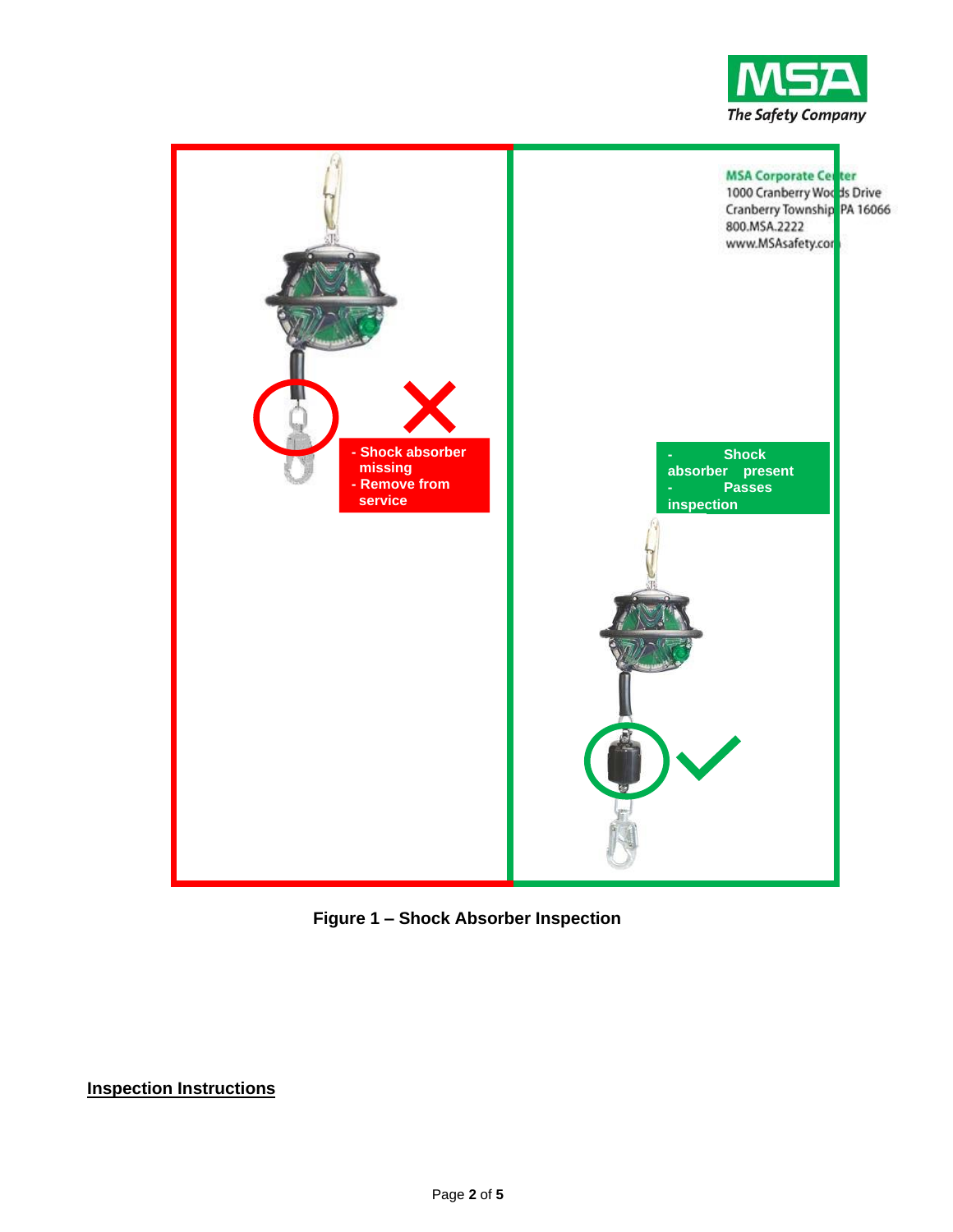MSA Corporate Center
1000 Cranberry Woods Drive
Cranberry Township PA 16066
800.MSA.2222
www.MSAsafety.com

- Shock absorber missing
- Remove from service

- Shock absorber present
- Passes inspection

**Figure 1 – Shock Absorber Inspection**

## Inspection Instructions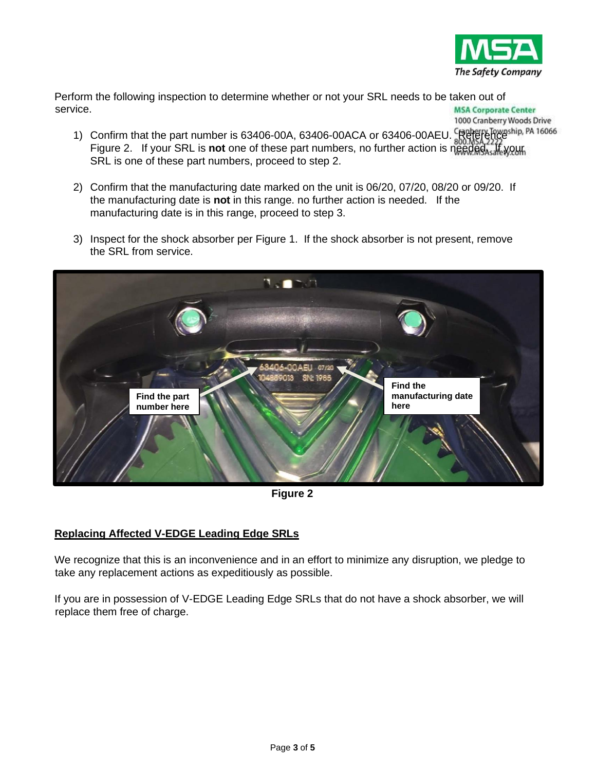Perform the following inspection to determine whether or not your SRL needs to be taken out of service.

1) Confirm that the part number is 63406-00A, 63406-00ACA or 63406-00AEU. Reference Figure 2. If your SRL is **not** one of these part numbers, no further action is needed. If your SRL is one of these part numbers, proceed to step 2.

2) Confirm that the manufacturing date marked on the unit is 06/20, 07/20, 08/20 or 09/20. If the manufacturing date is **not** in this range. no further action is needed. If the manufacturing date is in this range, proceed to step 3.

3) Inspect for the shock absorber per Figure 1. If the shock absorber is not present, remove the SRL from service.

Find the part number here

Find the manufacturing date here

**Figure 2**

## Replacing Affected V-EDGE Leading Edge SRLs

We recognize that this is an inconvenience and in an effort to minimize any disruption, we pledge to take any replacement actions as expeditiously as possible.

If you are in possession of V-EDGE Leading Edge SRLs that do not have a shock absorber, we will replace them free of charge.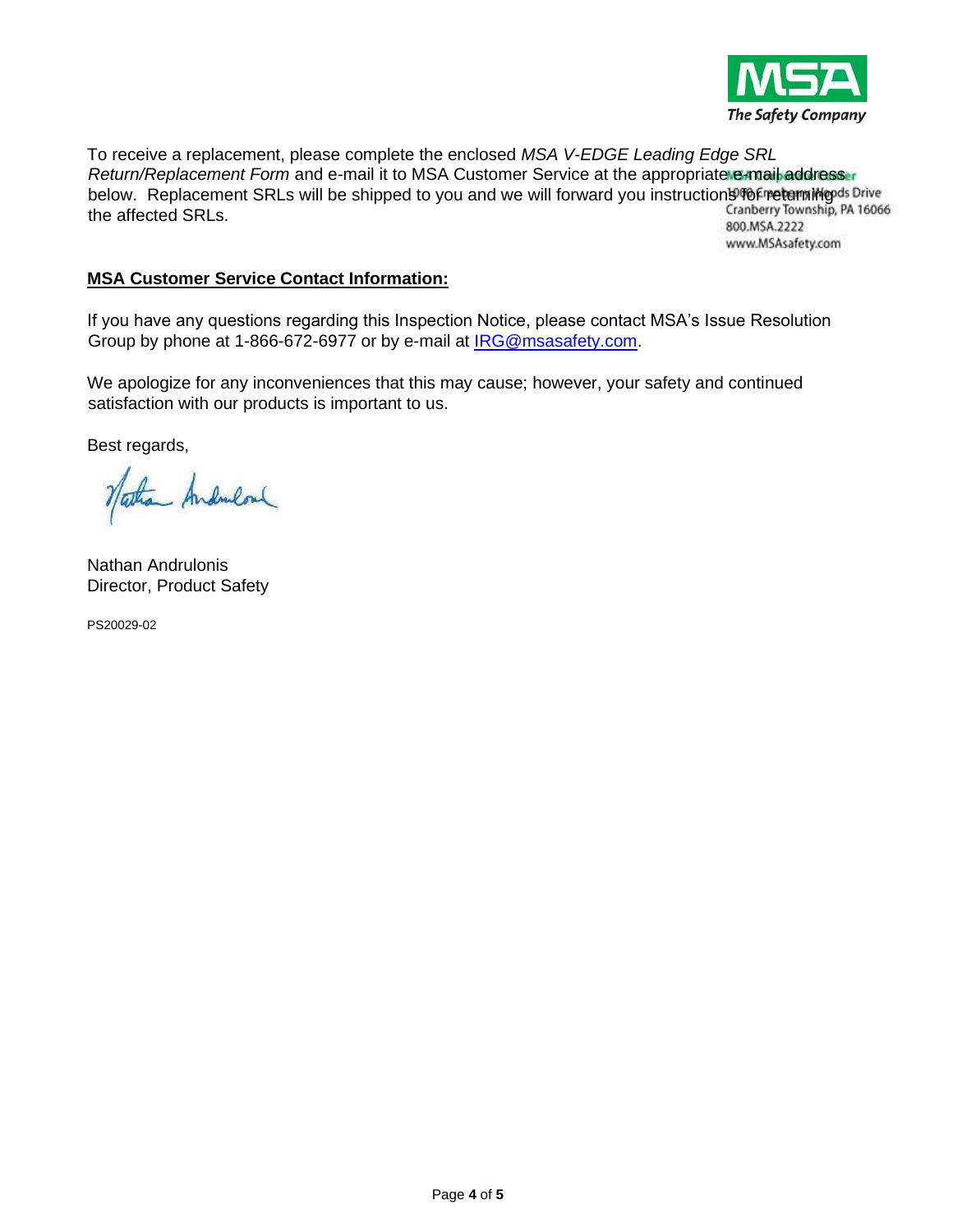To receive a replacement, please complete the enclosed *MSA V-EDGE Leading Edge SRL Return/Replacement Form* and e-mail it to MSA Customer Service at the appropriate e-mail address below. Replacement SRLs will be shipped to you and we will forward you instructions for returning the affected SRLs.

Cranberry Township, PA 16066
800.MSA.2222
www.MSAsafety.com

**MSA Customer Service Contact Information:**

If you have any questions regarding this Inspection Notice, please contact MSA's Issue Resolution Group by phone at 1-866-672-6977 or by e-mail at IRG@msasafety.com.

We apologize for any inconveniences that this may cause; however, your safety and continued satisfaction with our products is important to us.

Best regards,

Nathan Andrulonis
Director, Product Safety

PS20029-02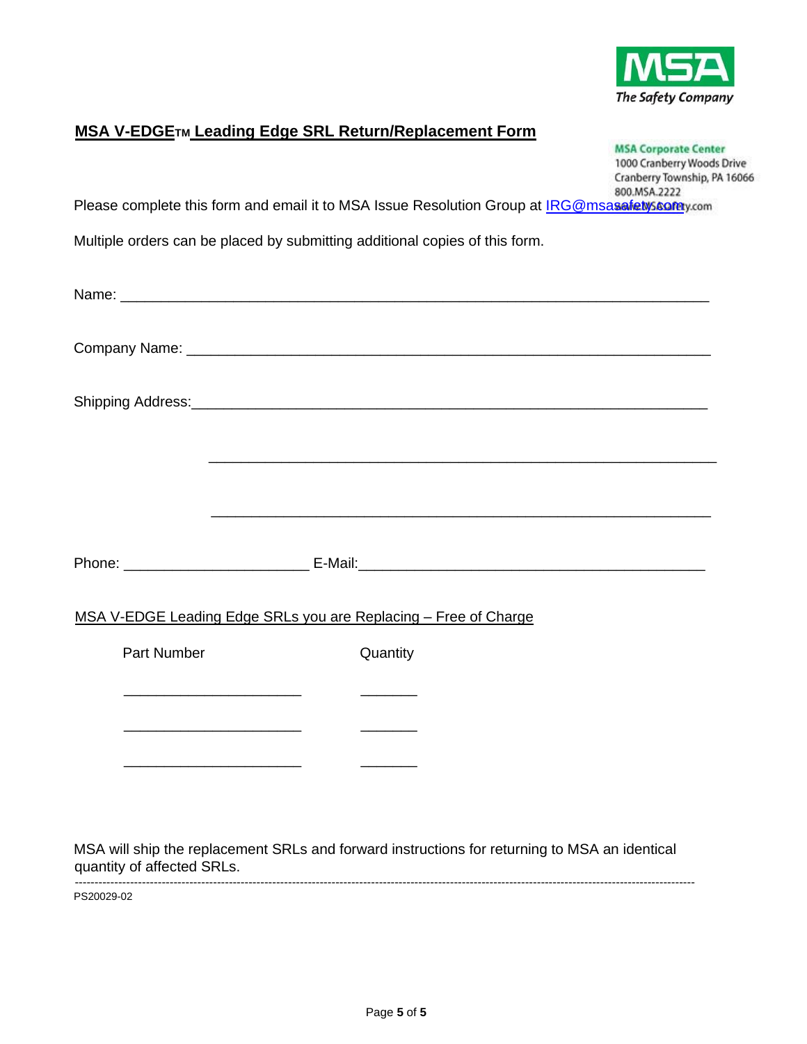MSA
The Safety Company

## MSA V-EDGE™ Leading Edge SRL Return/Replacement Form

MSA Corporate Center
1000 Cranberry Woods Drive
Cranberry Township, PA 16066
800.MSA.2222
MSAsafety.com

Please complete this form and email it to MSA Issue Resolution Group at IRG@msasafety.com

Multiple orders can be placed by submitting additional copies of this form.

Name: ___________________________________________________________________________

Company Name: ____________________________________________________________________

Shipping Address:__________________________________________________________________

_________________________________________________________________

_________________________________________________________________

Phone: ______________________ E-Mail:__________________________________________

MSA V-EDGE Leading Edge SRLs you are Replacing – Free of Charge

| Part Number | Quantity |
| --- | --- |
| ______________________ | _______ |
| ______________________ | _______ |
| ______________________ | _______ |

MSA will ship the replacement SRLs and forward instructions for returning to MSA an identical quantity of affected SRLs.

---

PS20029-02